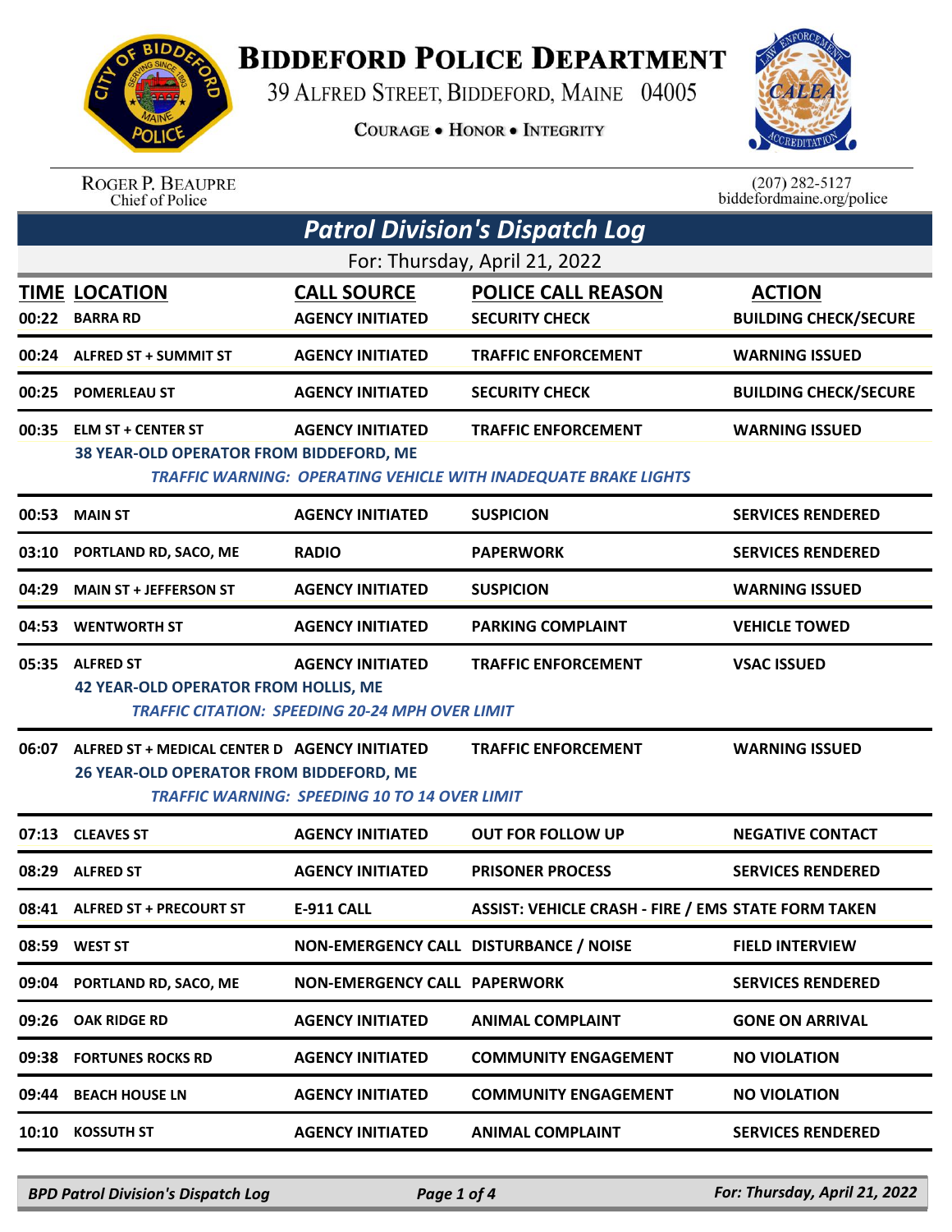# BIDDEFORD POLICE DEPARTMENT

39 ALFRED STREET, BIDDEFORD, MAINE 04005

COURAGE • HONOR • INTEGRITY

ROGER P. BEAUPRE
Chief of Police

(207) 282-5127
biddefordmaine.org/police

## Patrol Division's Dispatch Log

For: Thursday, April 21, 2022

| TIME | LOCATION | CALL SOURCE | POLICE CALL REASON | ACTION |
|---|---|---|---|---|
| 00:22 | BARRA RD | AGENCY INITIATED | SECURITY CHECK | BUILDING CHECK/SECURE |
| 00:24 | ALFRED ST + SUMMIT ST | AGENCY INITIATED | TRAFFIC ENFORCEMENT | WARNING ISSUED |
| 00:25 | POMERLEAU ST | AGENCY INITIATED | SECURITY CHECK | BUILDING CHECK/SECURE |
| 00:35 | ELM ST + CENTER ST | AGENCY INITIATED | TRAFFIC ENFORCEMENT | WARNING ISSUED |
| | 38 YEAR-OLD OPERATOR FROM BIDDEFORD, ME<br>*TRAFFIC WARNING: OPERATING VEHICLE WITH INADEQUATE BRAKE LIGHTS* | | | |
| 00:53 | MAIN ST | AGENCY INITIATED | SUSPICION | SERVICES RENDERED |
| 03:10 | PORTLAND RD, SACO, ME | RADIO | PAPERWORK | SERVICES RENDERED |
| 04:29 | MAIN ST + JEFFERSON ST | AGENCY INITIATED | SUSPICION | WARNING ISSUED |
| 04:53 | WENTWORTH ST | AGENCY INITIATED | PARKING COMPLAINT | VEHICLE TOWED |
| 05:35 | ALFRED ST | AGENCY INITIATED | TRAFFIC ENFORCEMENT | VSAC ISSUED |
| | 42 YEAR-OLD OPERATOR FROM HOLLIS, ME<br>*TRAFFIC CITATION: SPEEDING 20-24 MPH OVER LIMIT* | | | |
| 06:07 | ALFRED ST + MEDICAL CENTER D | AGENCY INITIATED | TRAFFIC ENFORCEMENT | WARNING ISSUED |
| | 26 YEAR-OLD OPERATOR FROM BIDDEFORD, ME<br>*TRAFFIC WARNING: SPEEDING 10 TO 14 OVER LIMIT* | | | |
| 07:13 | CLEAVES ST | AGENCY INITIATED | OUT FOR FOLLOW UP | NEGATIVE CONTACT |
| 08:29 | ALFRED ST | AGENCY INITIATED | PRISONER PROCESS | SERVICES RENDERED |
| 08:41 | ALFRED ST + PRECOURT ST | E-911 CALL | ASSIST: VEHICLE CRASH - FIRE / EMS | STATE FORM TAKEN |
| 08:59 | WEST ST | NON-EMERGENCY CALL | DISTURBANCE / NOISE | FIELD INTERVIEW |
| 09:04 | PORTLAND RD, SACO, ME | NON-EMERGENCY CALL | PAPERWORK | SERVICES RENDERED |
| 09:26 | OAK RIDGE RD | AGENCY INITIATED | ANIMAL COMPLAINT | GONE ON ARRIVAL |
| 09:38 | FORTUNES ROCKS RD | AGENCY INITIATED | COMMUNITY ENGAGEMENT | NO VIOLATION |
| 09:44 | BEACH HOUSE LN | AGENCY INITIATED | COMMUNITY ENGAGEMENT | NO VIOLATION |
| 10:10 | KOSSUTH ST | AGENCY INITIATED | ANIMAL COMPLAINT | SERVICES RENDERED |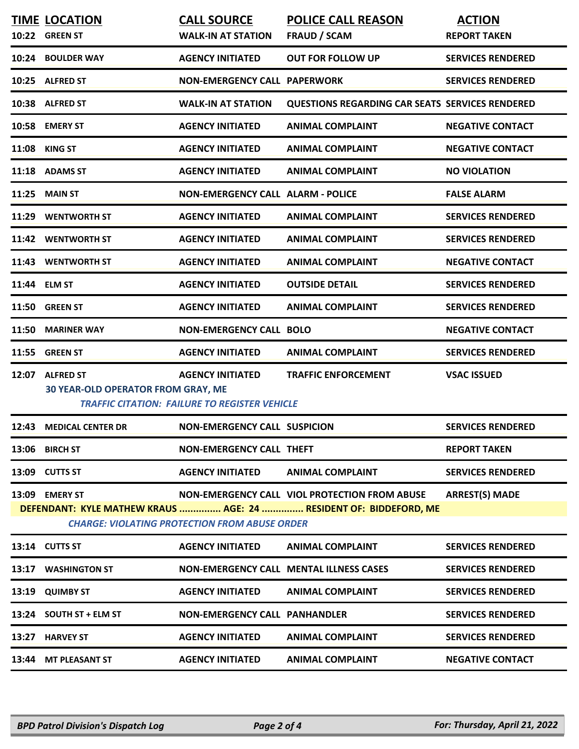| TIME | LOCATION | CALL SOURCE | POLICE CALL REASON | ACTION |
|---|---|---|---|---|
| 10:22 | GREEN ST | WALK-IN AT STATION | FRAUD / SCAM | REPORT TAKEN |
| 10:24 | BOULDER WAY | AGENCY INITIATED | OUT FOR FOLLOW UP | SERVICES RENDERED |
| 10:25 | ALFRED ST | NON-EMERGENCY CALL | PAPERWORK | SERVICES RENDERED |
| 10:38 | ALFRED ST | WALK-IN AT STATION | QUESTIONS REGARDING CAR SEATS | SERVICES RENDERED |
| 10:58 | EMERY ST | AGENCY INITIATED | ANIMAL COMPLAINT | NEGATIVE CONTACT |
| 11:08 | KING ST | AGENCY INITIATED | ANIMAL COMPLAINT | NEGATIVE CONTACT |
| 11:18 | ADAMS ST | AGENCY INITIATED | ANIMAL COMPLAINT | NO VIOLATION |
| 11:25 | MAIN ST | NON-EMERGENCY CALL | ALARM - POLICE | FALSE ALARM |
| 11:29 | WENTWORTH ST | AGENCY INITIATED | ANIMAL COMPLAINT | SERVICES RENDERED |
| 11:42 | WENTWORTH ST | AGENCY INITIATED | ANIMAL COMPLAINT | SERVICES RENDERED |
| 11:43 | WENTWORTH ST | AGENCY INITIATED | ANIMAL COMPLAINT | NEGATIVE CONTACT |
| 11:44 | ELM ST | AGENCY INITIATED | OUTSIDE DETAIL | SERVICES RENDERED |
| 11:50 | GREEN ST | AGENCY INITIATED | ANIMAL COMPLAINT | SERVICES RENDERED |
| 11:50 | MARINER WAY | NON-EMERGENCY CALL | BOLO | NEGATIVE CONTACT |
| 11:55 | GREEN ST | AGENCY INITIATED | ANIMAL COMPLAINT | SERVICES RENDERED |
| 12:07 | ALFRED ST | AGENCY INITIATED | TRAFFIC ENFORCEMENT | VSAC ISSUED |
| | 30 YEAR-OLD OPERATOR FROM GRAY, ME<br>*TRAFFIC CITATION: FAILURE TO REGISTER VEHICLE* | | | |
| 12:43 | MEDICAL CENTER DR | NON-EMERGENCY CALL | SUSPICION | SERVICES RENDERED |
| 13:06 | BIRCH ST | NON-EMERGENCY CALL | THEFT | REPORT TAKEN |
| 13:09 | CUTTS ST | AGENCY INITIATED | ANIMAL COMPLAINT | SERVICES RENDERED |
| 13:09 | EMERY ST | NON-EMERGENCY CALL | VIOL PROTECTION FROM ABUSE | ARREST(S) MADE |
| | DEFENDANT: KYLE MATHEW KRAUS ............... AGE: 24 ............... RESIDENT OF: BIDDEFORD, ME<br>*CHARGE: VIOLATING PROTECTION FROM ABUSE ORDER* | | | |
| 13:14 | CUTTS ST | AGENCY INITIATED | ANIMAL COMPLAINT | SERVICES RENDERED |
| 13:17 | WASHINGTON ST | NON-EMERGENCY CALL | MENTAL ILLNESS CASES | SERVICES RENDERED |
| 13:19 | QUIMBY ST | AGENCY INITIATED | ANIMAL COMPLAINT | SERVICES RENDERED |
| 13:24 | SOUTH ST + ELM ST | NON-EMERGENCY CALL | PANHANDLER | SERVICES RENDERED |
| 13:27 | HARVEY ST | AGENCY INITIATED | ANIMAL COMPLAINT | SERVICES RENDERED |
| 13:44 | MT PLEASANT ST | AGENCY INITIATED | ANIMAL COMPLAINT | NEGATIVE CONTACT |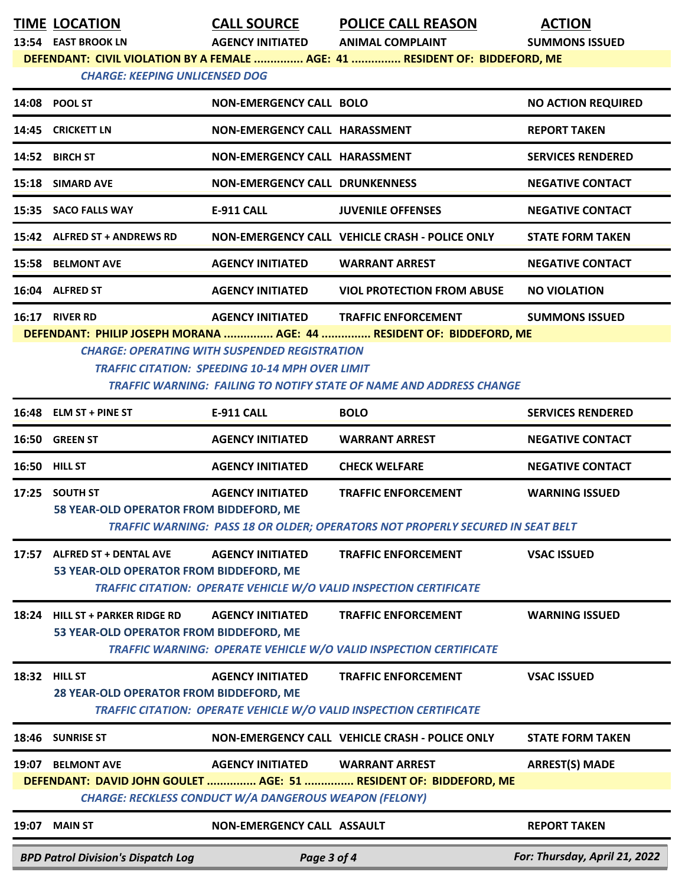| TIME | LOCATION | CALL SOURCE | POLICE CALL REASON | ACTION |
|---|---|---|---|---|
| 13:54 | EAST BROOK LN | AGENCY INITIATED | ANIMAL COMPLAINT | SUMMONS ISSUED |

DEFENDANT: CIVIL VIOLATION BY A FEMALE ............... AGE: 41 ............... RESIDENT OF: BIDDEFORD, ME

*CHARGE: KEEPING UNLICENSED DOG*

| TIME | LOCATION | CALL SOURCE | POLICE CALL REASON | ACTION |
|---|---|---|---|---|
| 14:08 | POOL ST | NON-EMERGENCY CALL | BOLO | NO ACTION REQUIRED |
| 14:45 | CRICKETT LN | NON-EMERGENCY CALL | HARASSMENT | REPORT TAKEN |
| 14:52 | BIRCH ST | NON-EMERGENCY CALL | HARASSMENT | SERVICES RENDERED |
| 15:18 | SIMARD AVE | NON-EMERGENCY CALL | DRUNKENNESS | NEGATIVE CONTACT |
| 15:35 | SACO FALLS WAY | E-911 CALL | JUVENILE OFFENSES | NEGATIVE CONTACT |
| 15:42 | ALFRED ST + ANDREWS RD | NON-EMERGENCY CALL | VEHICLE CRASH - POLICE ONLY | STATE FORM TAKEN |
| 15:58 | BELMONT AVE | AGENCY INITIATED | WARRANT ARREST | NEGATIVE CONTACT |
| 16:04 | ALFRED ST | AGENCY INITIATED | VIOL PROTECTION FROM ABUSE | NO VIOLATION |
| 16:17 | RIVER RD | AGENCY INITIATED | TRAFFIC ENFORCEMENT | SUMMONS ISSUED |

DEFENDANT: PHILIP JOSEPH MORANA ............... AGE: 44 ............... RESIDENT OF: BIDDEFORD, ME

*CHARGE: OPERATING WITH SUSPENDED REGISTRATION*

*TRAFFIC CITATION: SPEEDING 10-14 MPH OVER LIMIT*

*TRAFFIC WARNING: FAILING TO NOTIFY STATE OF NAME AND ADDRESS CHANGE*

| TIME | LOCATION | CALL SOURCE | POLICE CALL REASON | ACTION |
|---|---|---|---|---|
| 16:48 | ELM ST + PINE ST | E-911 CALL | BOLO | SERVICES RENDERED |
| 16:50 | GREEN ST | AGENCY INITIATED | WARRANT ARREST | NEGATIVE CONTACT |
| 16:50 | HILL ST | AGENCY INITIATED | CHECK WELFARE | NEGATIVE CONTACT |
| 17:25 | SOUTH ST | AGENCY INITIATED | TRAFFIC ENFORCEMENT | WARNING ISSUED |

58 YEAR-OLD OPERATOR FROM BIDDEFORD, ME

*TRAFFIC WARNING: PASS 18 OR OLDER; OPERATORS NOT PROPERLY SECURED IN SEAT BELT*

| TIME | LOCATION | CALL SOURCE | POLICE CALL REASON | ACTION |
|---|---|---|---|---|
| 17:57 | ALFRED ST + DENTAL AVE | AGENCY INITIATED | TRAFFIC ENFORCEMENT | VSAC ISSUED |

53 YEAR-OLD OPERATOR FROM BIDDEFORD, ME

*TRAFFIC CITATION: OPERATE VEHICLE W/O VALID INSPECTION CERTIFICATE*

| TIME | LOCATION | CALL SOURCE | POLICE CALL REASON | ACTION |
|---|---|---|---|---|
| 18:24 | HILL ST + PARKER RIDGE RD | AGENCY INITIATED | TRAFFIC ENFORCEMENT | WARNING ISSUED |

53 YEAR-OLD OPERATOR FROM BIDDEFORD, ME

*TRAFFIC WARNING: OPERATE VEHICLE W/O VALID INSPECTION CERTIFICATE*

| TIME | LOCATION | CALL SOURCE | POLICE CALL REASON | ACTION |
|---|---|---|---|---|
| 18:32 | HILL ST | AGENCY INITIATED | TRAFFIC ENFORCEMENT | VSAC ISSUED |

28 YEAR-OLD OPERATOR FROM BIDDEFORD, ME

*TRAFFIC CITATION: OPERATE VEHICLE W/O VALID INSPECTION CERTIFICATE*

| TIME | LOCATION | CALL SOURCE | POLICE CALL REASON | ACTION |
|---|---|---|---|---|
| 18:46 | SUNRISE ST | NON-EMERGENCY CALL | VEHICLE CRASH - POLICE ONLY | STATE FORM TAKEN |
| 19:07 | BELMONT AVE | AGENCY INITIATED | WARRANT ARREST | ARREST(S) MADE |

DEFENDANT: DAVID JOHN GOULET ............... AGE: 51 ............... RESIDENT OF: BIDDEFORD, ME

*CHARGE: RECKLESS CONDUCT W/A DANGEROUS WEAPON (FELONY)*

| TIME | LOCATION | CALL SOURCE | POLICE CALL REASON | ACTION |
|---|---|---|---|---|
| 19:07 | MAIN ST | NON-EMERGENCY CALL | ASSAULT | REPORT TAKEN |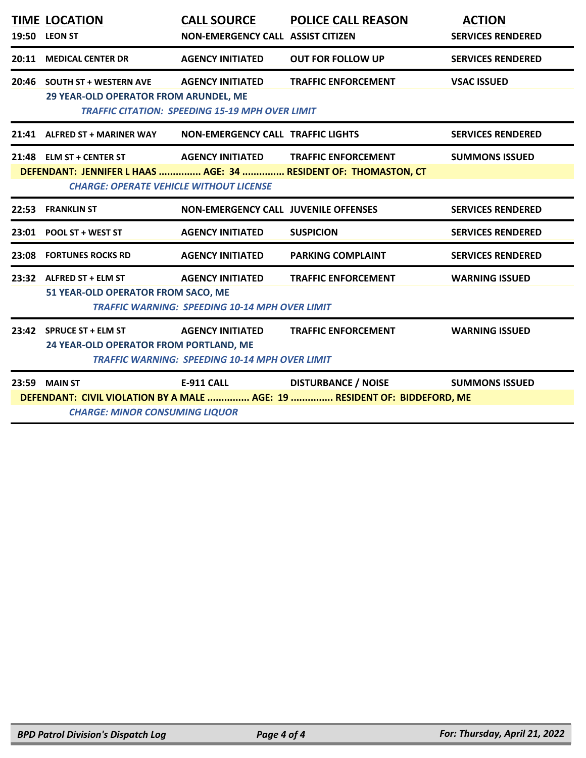| TIME | LOCATION | CALL SOURCE | POLICE CALL REASON | ACTION |
|---|---|---|---|---|
| 19:50 | LEON ST | NON-EMERGENCY CALL | ASSIST CITIZEN | SERVICES RENDERED |
| 20:11 | MEDICAL CENTER DR | AGENCY INITIATED | OUT FOR FOLLOW UP | SERVICES RENDERED |
| 20:46 | SOUTH ST + WESTERN AVE | AGENCY INITIATED | TRAFFIC ENFORCEMENT | VSAC ISSUED |
| | 29 YEAR-OLD OPERATOR FROM ARUNDEL, ME | | | |
| | *TRAFFIC CITATION: SPEEDING 15-19 MPH OVER LIMIT* | | | |
| 21:41 | ALFRED ST + MARINER WAY | NON-EMERGENCY CALL | TRAFFIC LIGHTS | SERVICES RENDERED |
| 21:48 | ELM ST + CENTER ST | AGENCY INITIATED | TRAFFIC ENFORCEMENT | SUMMONS ISSUED |
| | DEFENDANT: JENNIFER L HAAS ............... AGE: 34 ............... RESIDENT OF: THOMASTON, CT | | | |
| | *CHARGE: OPERATE VEHICLE WITHOUT LICENSE* | | | |
| 22:53 | FRANKLIN ST | NON-EMERGENCY CALL | JUVENILE OFFENSES | SERVICES RENDERED |
| 23:01 | POOL ST + WEST ST | AGENCY INITIATED | SUSPICION | SERVICES RENDERED |
| 23:08 | FORTUNES ROCKS RD | AGENCY INITIATED | PARKING COMPLAINT | SERVICES RENDERED |
| 23:32 | ALFRED ST + ELM ST | AGENCY INITIATED | TRAFFIC ENFORCEMENT | WARNING ISSUED |
| | 51 YEAR-OLD OPERATOR FROM SACO, ME | | | |
| | *TRAFFIC WARNING: SPEEDING 10-14 MPH OVER LIMIT* | | | |
| 23:42 | SPRUCE ST + ELM ST | AGENCY INITIATED | TRAFFIC ENFORCEMENT | WARNING ISSUED |
| | 24 YEAR-OLD OPERATOR FROM PORTLAND, ME | | | |
| | *TRAFFIC WARNING: SPEEDING 10-14 MPH OVER LIMIT* | | | |
| 23:59 | MAIN ST | E-911 CALL | DISTURBANCE / NOISE | SUMMONS ISSUED |
| | DEFENDANT: CIVIL VIOLATION BY A MALE ............... AGE: 19 ............... RESIDENT OF: BIDDEFORD, ME | | | |
| | *CHARGE: MINOR CONSUMING LIQUOR* | | | |